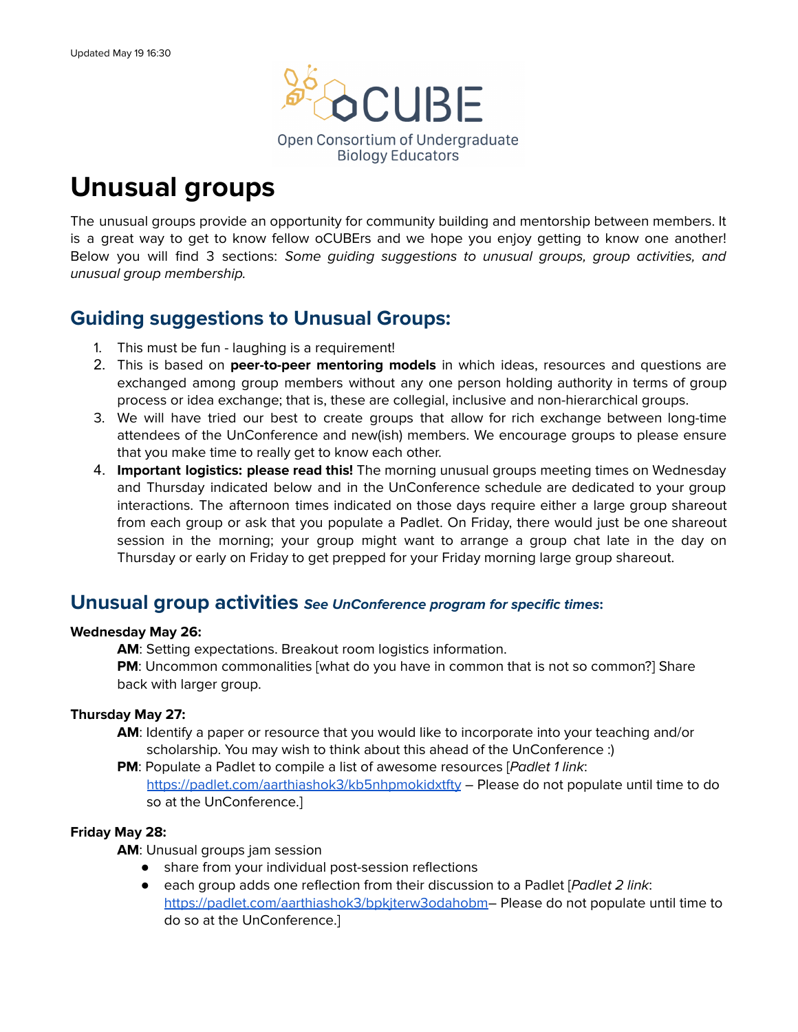Updated May 19 16:30

oCUBE

Open Consortium of Undergraduate Biology Educators

# Unusual groups

The unusual groups provide an opportunity for community building and mentorship between members. It is a great way to get to know fellow oCUBErs and we hope you enjoy getting to know one another! Below you will find 3 sections: *Some guiding suggestions to unusual groups, group activities, and unusual group membership.*

## Guiding suggestions to Unusual Groups:

1. This must be fun - laughing is a requirement!
2. This is based on **peer-to-peer mentoring models** in which ideas, resources and questions are exchanged among group members without any one person holding authority in terms of group process or idea exchange; that is, these are collegial, inclusive and non-hierarchical groups.
3. We will have tried our best to create groups that allow for rich exchange between long-time attendees of the UnConference and new(ish) members. We encourage groups to please ensure that you make time to really get to know each other.
4. **Important logistics: please read this!** The morning unusual groups meeting times on Wednesday and Thursday indicated below and in the UnConference schedule are dedicated to your group interactions. The afternoon times indicated on those days require either a large group shareout from each group or ask that you populate a Padlet. On Friday, there would just be one shareout session in the morning; your group might want to arrange a group chat late in the day on Thursday or early on Friday to get prepped for your Friday morning large group shareout.

## Unusual group activities *See UnConference program for specific times*:

**Wednesday May 26:**

**AM**: Setting expectations. Breakout room logistics information.

**PM**: Uncommon commonalities [what do you have in common that is not so common?] Share back with larger group.

**Thursday May 27:**

**AM**: Identify a paper or resource that you would like to incorporate into your teaching and/or scholarship. You may wish to think about this ahead of the UnConference :)

**PM**: Populate a Padlet to compile a list of awesome resources [*Padlet 1 link*: https://padlet.com/aarthiashok3/kb5nhpmokidxtfty – Please do not populate until time to do so at the UnConference.]

**Friday May 28:**

**AM**: Unusual groups jam session

- share from your individual post-session reflections
- each group adds one reflection from their discussion to a Padlet [*Padlet 2 link*: https://padlet.com/aarthiashok3/bpkjterw3odahobm– Please do not populate until time to do so at the UnConference.]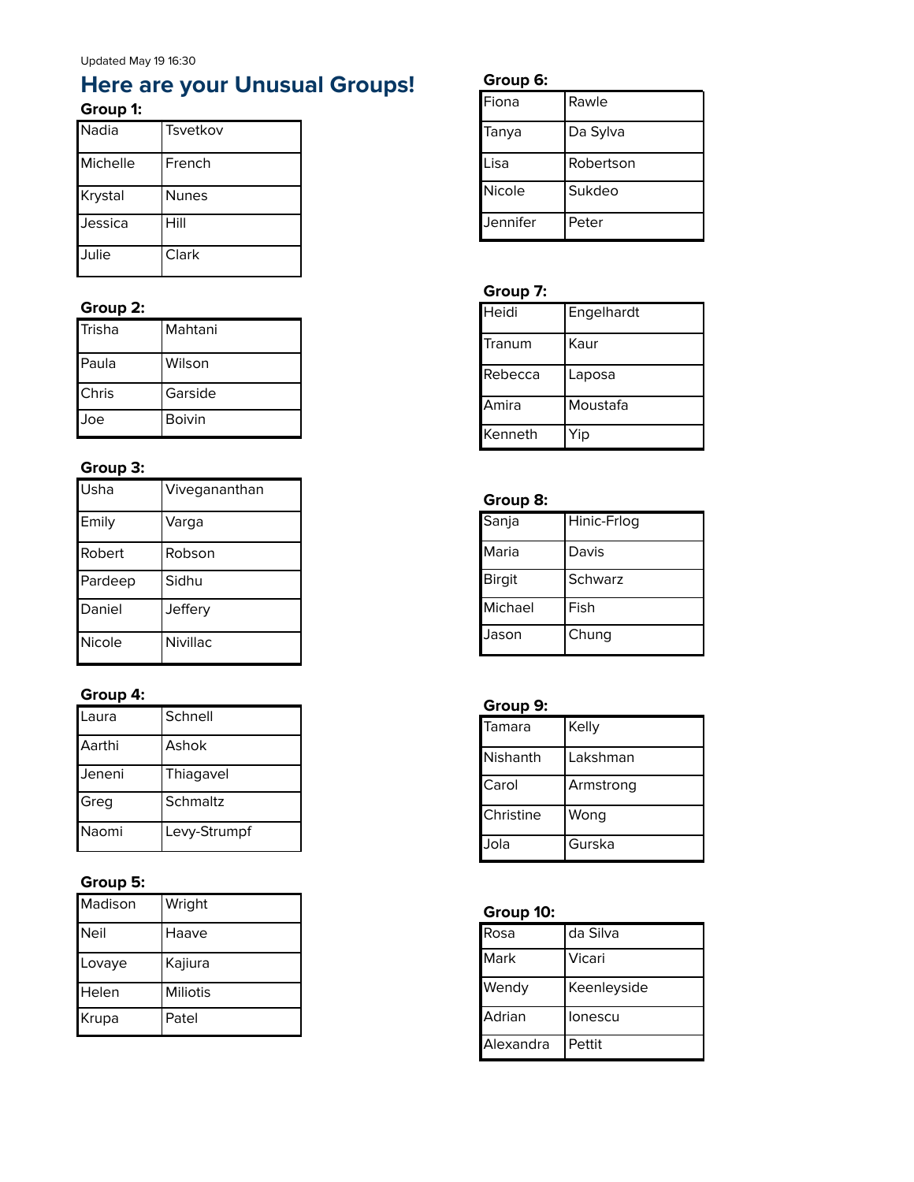Updated May 19 16:30

# Here are your Unusual Groups!

**Group 1:**

| | |
|---|---|
| Nadia | Tsvetkov |
| Michelle | French |
| Krystal | Nunes |
| Jessica | Hill |
| Julie | Clark |

**Group 2:**

| | |
|---|---|
| Trisha | Mahtani |
| Paula | Wilson |
| Chris | Garside |
| Joe | Boivin |

**Group 3:**

| | |
|---|---|
| Usha | Vivegananthan |
| Emily | Varga |
| Robert | Robson |
| Pardeep | Sidhu |
| Daniel | Jeffery |
| Nicole | Nivillac |

**Group 4:**

| | |
|---|---|
| Laura | Schnell |
| Aarthi | Ashok |
| Jeneni | Thiagavel |
| Greg | Schmaltz |
| Naomi | Levy-Strumpf |

**Group 5:**

| | |
|---|---|
| Madison | Wright |
| Neil | Haave |
| Lovaye | Kajiura |
| Helen | Miliotis |
| Krupa | Patel |

**Group 6:**

| | |
|---|---|
| Fiona | Rawle |
| Tanya | Da Sylva |
| Lisa | Robertson |
| Nicole | Sukdeo |
| Jennifer | Peter |

**Group 7:**

| | |
|---|---|
| Heidi | Engelhardt |
| Tranum | Kaur |
| Rebecca | Laposa |
| Amira | Moustafa |
| Kenneth | Yip |

**Group 8:**

| | |
|---|---|
| Sanja | Hinic-Frlog |
| Maria | Davis |
| Birgit | Schwarz |
| Michael | Fish |
| Jason | Chung |

**Group 9:**

| | |
|---|---|
| Tamara | Kelly |
| Nishanth | Lakshman |
| Carol | Armstrong |
| Christine | Wong |
| Jola | Gurska |

**Group 10:**

| | |
|---|---|
| Rosa | da Silva |
| Mark | Vicari |
| Wendy | Keenleyside |
| Adrian | Ionescu |
| Alexandra | Pettit |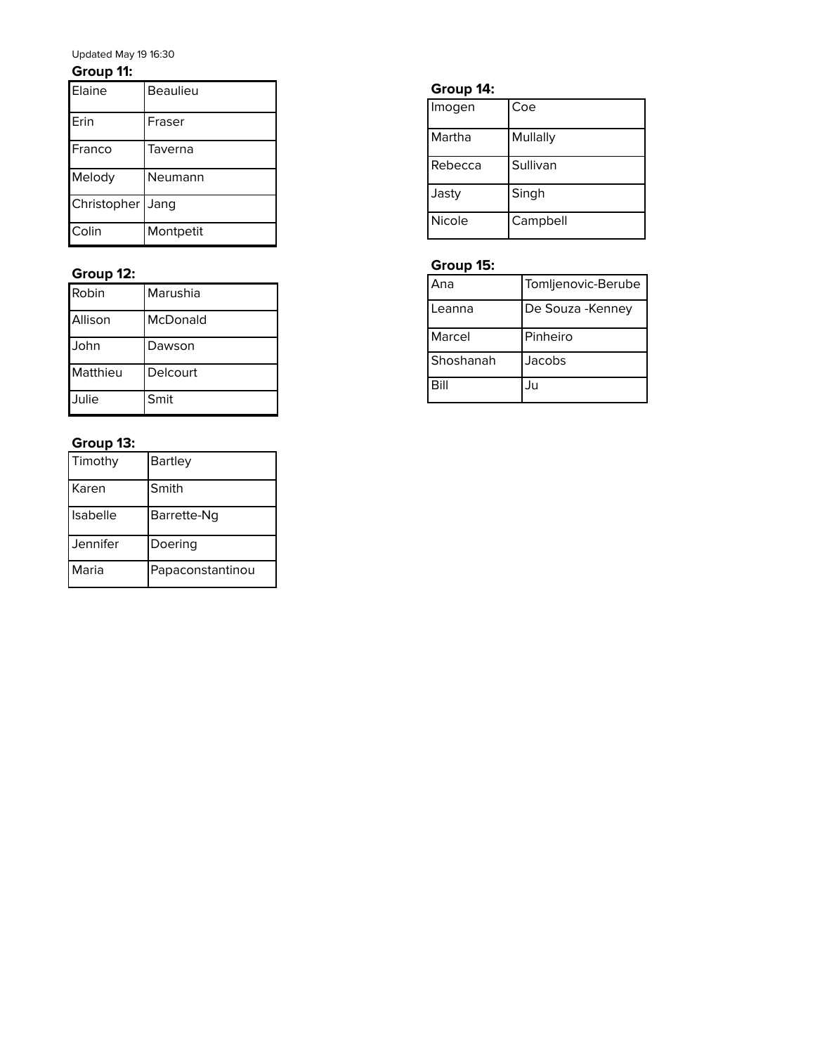Updated May 19 16:30

**Group 11:**

| | |
|---|---|
| Elaine | Beaulieu |
| Erin | Fraser |
| Franco | Taverna |
| Melody | Neumann |
| Christopher | Jang |
| Colin | Montpetit |

**Group 12:**

| | |
|---|---|
| Robin | Marushia |
| Allison | McDonald |
| John | Dawson |
| Matthieu | Delcourt |
| Julie | Smit |

**Group 13:**

| | |
|---|---|
| Timothy | Bartley |
| Karen | Smith |
| Isabelle | Barrette-Ng |
| Jennifer | Doering |
| Maria | Papaconstantinou |

**Group 14:**

| | |
|---|---|
| Imogen | Coe |
| Martha | Mullally |
| Rebecca | Sullivan |
| Jasty | Singh |
| Nicole | Campbell |

**Group 15:**

| | |
|---|---|
| Ana | Tomljenovic-Berube |
| Leanna | De Souza -Kenney |
| Marcel | Pinheiro |
| Shoshanah | Jacobs |
| Bill | Ju |